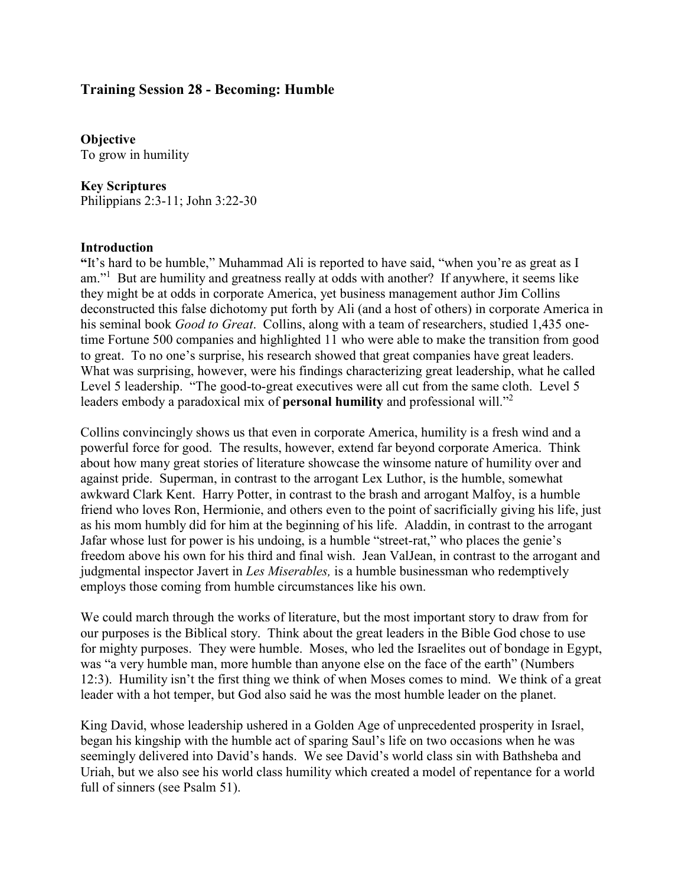# Training Session 28 - Becoming: Humble

**Objective**
To grow in humility

**Key Scriptures**
Philippians 2:3-11; John 3:22-30

**Introduction**
**"**It's hard to be humble," Muhammad Ali is reported to have said, "when you're as great as I am."[1] But are humility and greatness really at odds with another? If anywhere, it seems like they might be at odds in corporate America, yet business management author Jim Collins deconstructed this false dichotomy put forth by Ali (and a host of others) in corporate America in his seminal book *Good to Great*. Collins, along with a team of researchers, studied 1,435 one-time Fortune 500 companies and highlighted 11 who were able to make the transition from good to great. To no one's surprise, his research showed that great companies have great leaders. What was surprising, however, were his findings characterizing great leadership, what he called Level 5 leadership. "The good-to-great executives were all cut from the same cloth. Level 5 leaders embody a paradoxical mix of **personal humility** and professional will."[2]

Collins convincingly shows us that even in corporate America, humility is a fresh wind and a powerful force for good. The results, however, extend far beyond corporate America. Think about how many great stories of literature showcase the winsome nature of humility over and against pride. Superman, in contrast to the arrogant Lex Luthor, is the humble, somewhat awkward Clark Kent. Harry Potter, in contrast to the brash and arrogant Malfoy, is a humble friend who loves Ron, Hermionie, and others even to the point of sacrificially giving his life, just as his mom humbly did for him at the beginning of his life. Aladdin, in contrast to the arrogant Jafar whose lust for power is his undoing, is a humble "street-rat," who places the genie's freedom above his own for his third and final wish. Jean ValJean, in contrast to the arrogant and judgmental inspector Javert in *Les Miserables,* is a humble businessman who redemptively employs those coming from humble circumstances like his own.

We could march through the works of literature, but the most important story to draw from for our purposes is the Biblical story. Think about the great leaders in the Bible God chose to use for mighty purposes. They were humble. Moses, who led the Israelites out of bondage in Egypt, was "a very humble man, more humble than anyone else on the face of the earth" (Numbers 12:3). Humility isn't the first thing we think of when Moses comes to mind. We think of a great leader with a hot temper, but God also said he was the most humble leader on the planet.

King David, whose leadership ushered in a Golden Age of unprecedented prosperity in Israel, began his kingship with the humble act of sparing Saul's life on two occasions when he was seemingly delivered into David's hands. We see David's world class sin with Bathsheba and Uriah, but we also see his world class humility which created a model of repentance for a world full of sinners (see Psalm 51).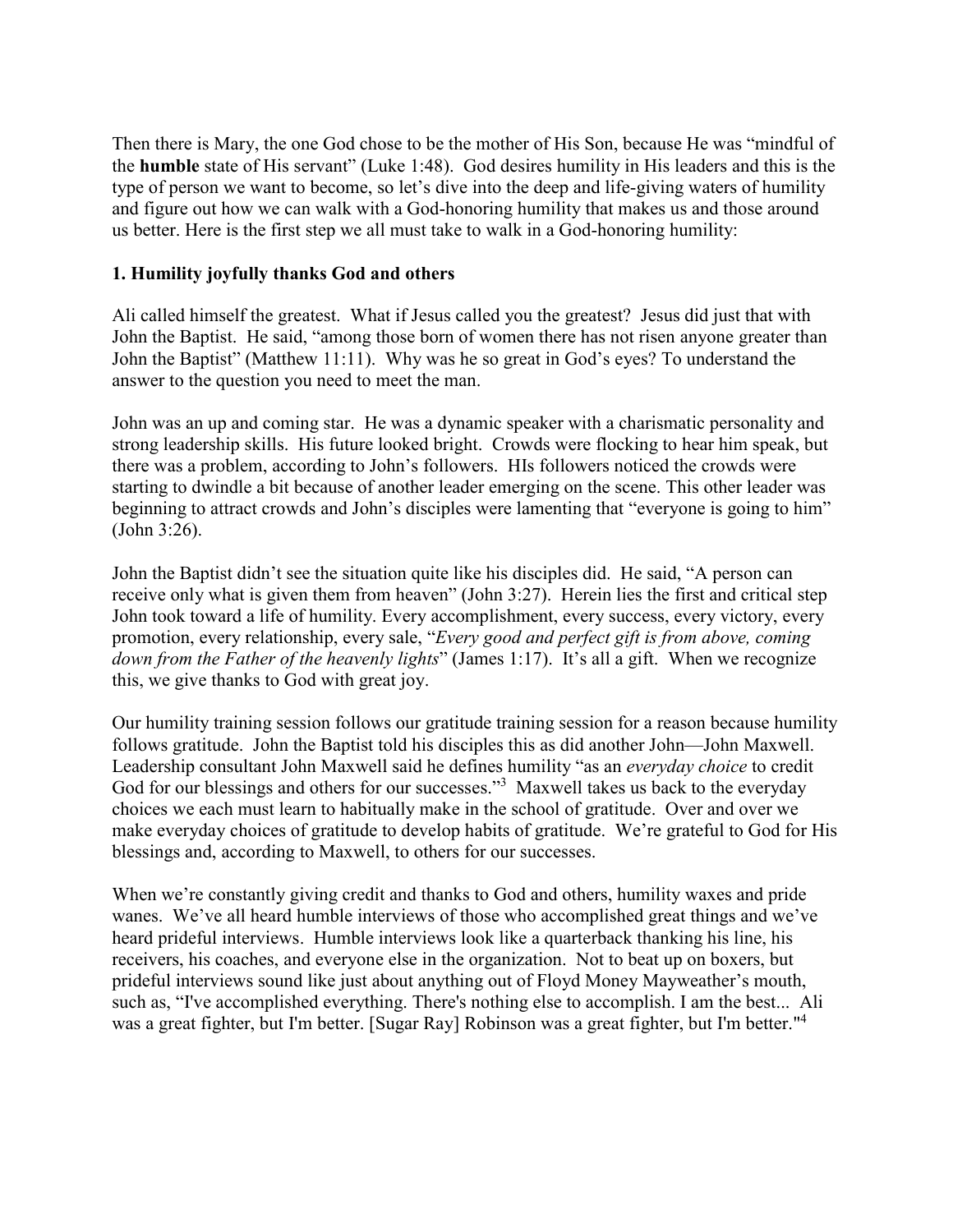Then there is Mary, the one God chose to be the mother of His Son, because He was "mindful of the **humble** state of His servant" (Luke 1:48). God desires humility in His leaders and this is the type of person we want to become, so let's dive into the deep and life-giving waters of humility and figure out how we can walk with a God-honoring humility that makes us and those around us better. Here is the first step we all must take to walk in a God-honoring humility:

**1. Humility joyfully thanks God and others**

Ali called himself the greatest. What if Jesus called you the greatest? Jesus did just that with John the Baptist. He said, "among those born of women there has not risen anyone greater than John the Baptist" (Matthew 11:11). Why was he so great in God's eyes? To understand the answer to the question you need to meet the man.

John was an up and coming star. He was a dynamic speaker with a charismatic personality and strong leadership skills. His future looked bright. Crowds were flocking to hear him speak, but there was a problem, according to John's followers. HIs followers noticed the crowds were starting to dwindle a bit because of another leader emerging on the scene. This other leader was beginning to attract crowds and John's disciples were lamenting that "everyone is going to him" (John 3:26).

John the Baptist didn't see the situation quite like his disciples did. He said, "A person can receive only what is given them from heaven" (John 3:27). Herein lies the first and critical step John took toward a life of humility. Every accomplishment, every success, every victory, every promotion, every relationship, every sale, "*Every good and perfect gift is from above, coming down from the Father of the heavenly lights*" (James 1:17). It's all a gift. When we recognize this, we give thanks to God with great joy.

Our humility training session follows our gratitude training session for a reason because humility follows gratitude. John the Baptist told his disciples this as did another John—John Maxwell. Leadership consultant John Maxwell said he defines humility "as an *everyday choice* to credit God for our blessings and others for our successes."[3] Maxwell takes us back to the everyday choices we each must learn to habitually make in the school of gratitude. Over and over we make everyday choices of gratitude to develop habits of gratitude. We're grateful to God for His blessings and, according to Maxwell, to others for our successes.

When we're constantly giving credit and thanks to God and others, humility waxes and pride wanes. We've all heard humble interviews of those who accomplished great things and we've heard prideful interviews. Humble interviews look like a quarterback thanking his line, his receivers, his coaches, and everyone else in the organization. Not to beat up on boxers, but prideful interviews sound like just about anything out of Floyd Money Mayweather's mouth, such as, "I've accomplished everything. There's nothing else to accomplish. I am the best... Ali was a great fighter, but I'm better. [Sugar Ray] Robinson was a great fighter, but I'm better."[4]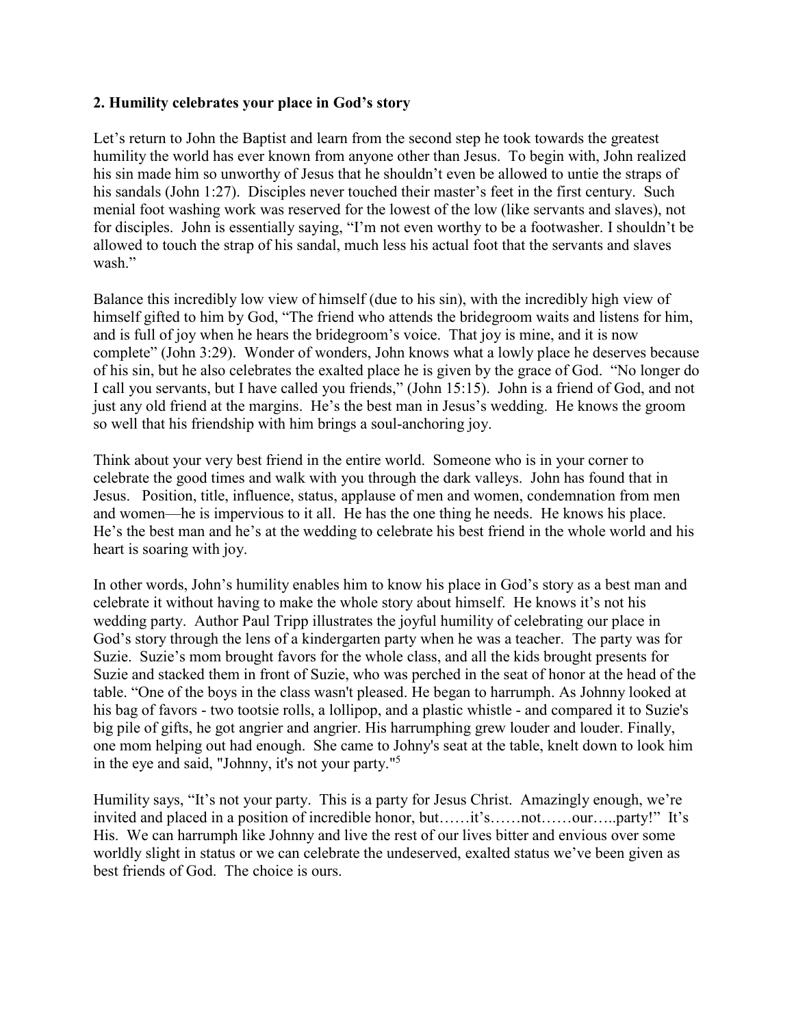**2. Humility celebrates your place in God's story**

Let's return to John the Baptist and learn from the second step he took towards the greatest humility the world has ever known from anyone other than Jesus. To begin with, John realized his sin made him so unworthy of Jesus that he shouldn't even be allowed to untie the straps of his sandals (John 1:27). Disciples never touched their master's feet in the first century. Such menial foot washing work was reserved for the lowest of the low (like servants and slaves), not for disciples. John is essentially saying, "I'm not even worthy to be a footwasher. I shouldn't be allowed to touch the strap of his sandal, much less his actual foot that the servants and slaves wash."

Balance this incredibly low view of himself (due to his sin), with the incredibly high view of himself gifted to him by God, "The friend who attends the bridegroom waits and listens for him, and is full of joy when he hears the bridegroom's voice. That joy is mine, and it is now complete" (John 3:29). Wonder of wonders, John knows what a lowly place he deserves because of his sin, but he also celebrates the exalted place he is given by the grace of God. "No longer do I call you servants, but I have called you friends," (John 15:15). John is a friend of God, and not just any old friend at the margins. He's the best man in Jesus's wedding. He knows the groom so well that his friendship with him brings a soul-anchoring joy.

Think about your very best friend in the entire world. Someone who is in your corner to celebrate the good times and walk with you through the dark valleys. John has found that in Jesus. Position, title, influence, status, applause of men and women, condemnation from men and women—he is impervious to it all. He has the one thing he needs. He knows his place. He's the best man and he's at the wedding to celebrate his best friend in the whole world and his heart is soaring with joy.

In other words, John's humility enables him to know his place in God's story as a best man and celebrate it without having to make the whole story about himself. He knows it's not his wedding party. Author Paul Tripp illustrates the joyful humility of celebrating our place in God's story through the lens of a kindergarten party when he was a teacher. The party was for Suzie. Suzie's mom brought favors for the whole class, and all the kids brought presents for Suzie and stacked them in front of Suzie, who was perched in the seat of honor at the head of the table. "One of the boys in the class wasn't pleased. He began to harrumph. As Johnny looked at his bag of favors - two tootsie rolls, a lollipop, and a plastic whistle - and compared it to Suzie's big pile of gifts, he got angrier and angrier. His harrumphing grew louder and louder. Finally, one mom helping out had enough. She came to Johny's seat at the table, knelt down to look him in the eye and said, "Johnny, it's not your party."[5]

Humility says, "It's not your party. This is a party for Jesus Christ. Amazingly enough, we're invited and placed in a position of incredible honor, but……it's……not……our…..party!" It's His. We can harrumph like Johnny and live the rest of our lives bitter and envious over some worldly slight in status or we can celebrate the undeserved, exalted status we've been given as best friends of God. The choice is ours.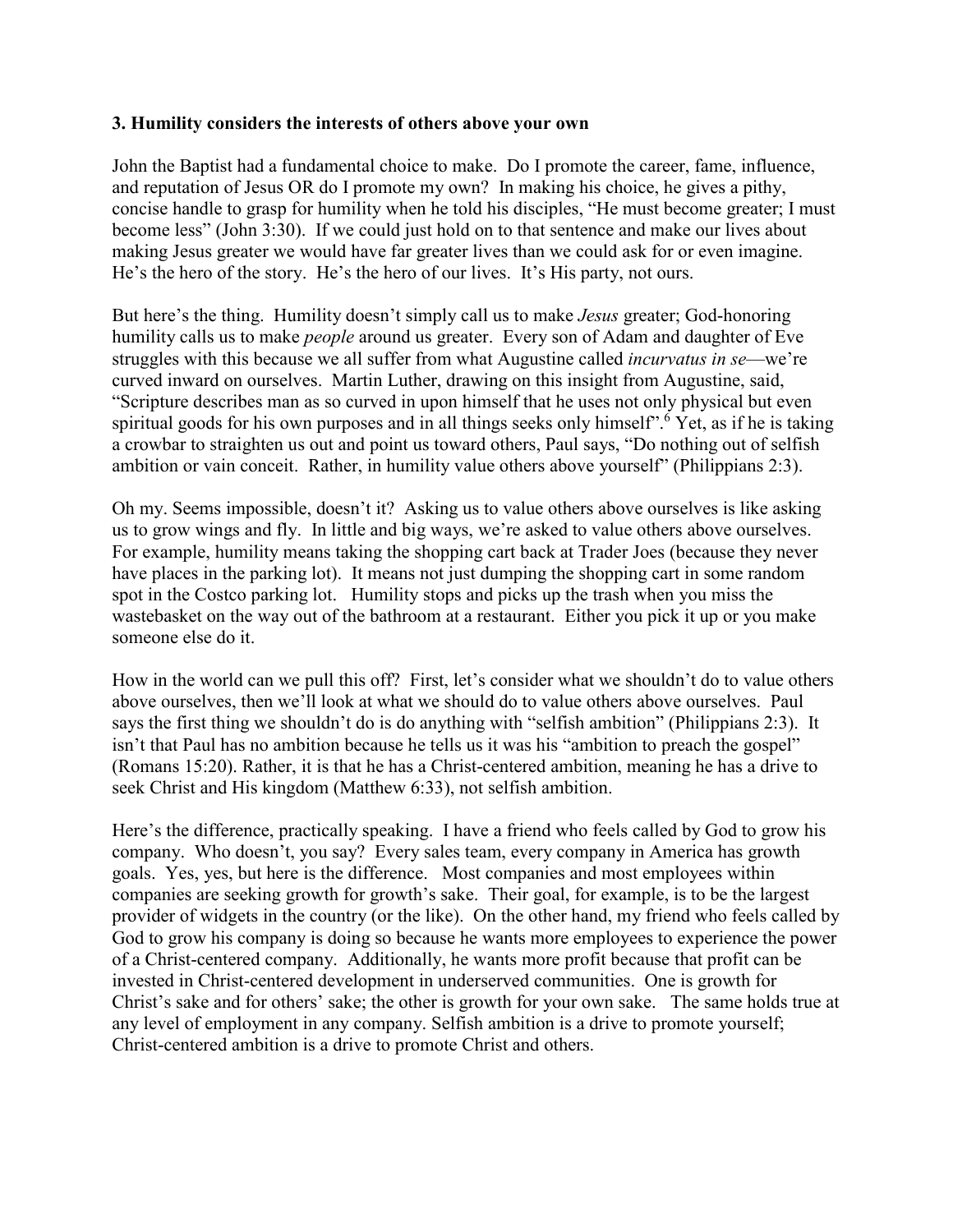### 3. Humility considers the interests of others above your own

John the Baptist had a fundamental choice to make. Do I promote the career, fame, influence, and reputation of Jesus OR do I promote my own? In making his choice, he gives a pithy, concise handle to grasp for humility when he told his disciples, "He must become greater; I must become less" (John 3:30). If we could just hold on to that sentence and make our lives about making Jesus greater we would have far greater lives than we could ask for or even imagine. He's the hero of the story. He's the hero of our lives. It's His party, not ours.

But here's the thing. Humility doesn't simply call us to make *Jesus* greater; God-honoring humility calls us to make *people* around us greater. Every son of Adam and daughter of Eve struggles with this because we all suffer from what Augustine called *incurvatus in se*—we're curved inward on ourselves. Martin Luther, drawing on this insight from Augustine, said, "Scripture describes man as so curved in upon himself that he uses not only physical but even spiritual goods for his own purposes and in all things seeks only himself".[6] Yet, as if he is taking a crowbar to straighten us out and point us toward others, Paul says, "Do nothing out of selfish ambition or vain conceit. Rather, in humility value others above yourself" (Philippians 2:3).

Oh my. Seems impossible, doesn't it? Asking us to value others above ourselves is like asking us to grow wings and fly. In little and big ways, we're asked to value others above ourselves. For example, humility means taking the shopping cart back at Trader Joes (because they never have places in the parking lot). It means not just dumping the shopping cart in some random spot in the Costco parking lot. Humility stops and picks up the trash when you miss the wastebasket on the way out of the bathroom at a restaurant. Either you pick it up or you make someone else do it.

How in the world can we pull this off? First, let's consider what we shouldn't do to value others above ourselves, then we'll look at what we should do to value others above ourselves. Paul says the first thing we shouldn't do is do anything with "selfish ambition" (Philippians 2:3). It isn't that Paul has no ambition because he tells us it was his "ambition to preach the gospel" (Romans 15:20). Rather, it is that he has a Christ-centered ambition, meaning he has a drive to seek Christ and His kingdom (Matthew 6:33), not selfish ambition.

Here's the difference, practically speaking. I have a friend who feels called by God to grow his company. Who doesn't, you say? Every sales team, every company in America has growth goals. Yes, yes, but here is the difference. Most companies and most employees within companies are seeking growth for growth's sake. Their goal, for example, is to be the largest provider of widgets in the country (or the like). On the other hand, my friend who feels called by God to grow his company is doing so because he wants more employees to experience the power of a Christ-centered company. Additionally, he wants more profit because that profit can be invested in Christ-centered development in underserved communities. One is growth for Christ's sake and for others' sake; the other is growth for your own sake. The same holds true at any level of employment in any company. Selfish ambition is a drive to promote yourself; Christ-centered ambition is a drive to promote Christ and others.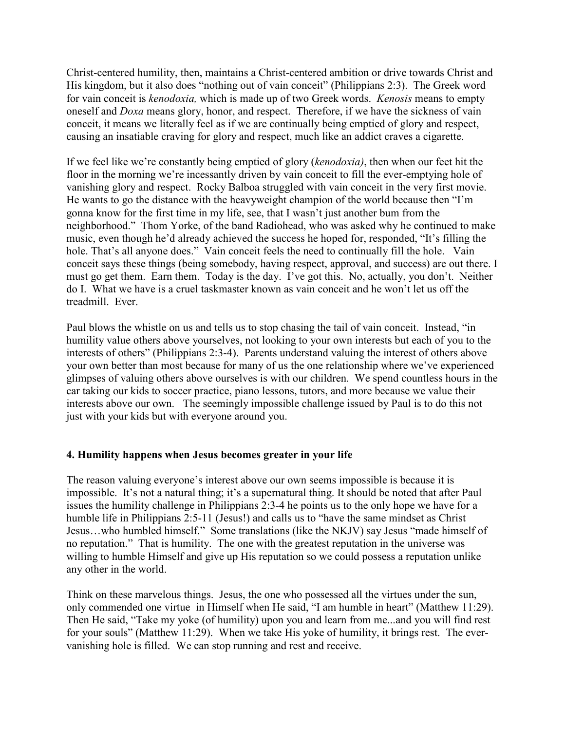Christ-centered humility, then, maintains a Christ-centered ambition or drive towards Christ and His kingdom, but it also does "nothing out of vain conceit" (Philippians 2:3). The Greek word for vain conceit is *kenodoxia,* which is made up of two Greek words. *Kenosis* means to empty oneself and *Doxa* means glory, honor, and respect. Therefore, if we have the sickness of vain conceit, it means we literally feel as if we are continually being emptied of glory and respect, causing an insatiable craving for glory and respect, much like an addict craves a cigarette.

If we feel like we're constantly being emptied of glory (*kenodoxia)*, then when our feet hit the floor in the morning we're incessantly driven by vain conceit to fill the ever-emptying hole of vanishing glory and respect. Rocky Balboa struggled with vain conceit in the very first movie. He wants to go the distance with the heavyweight champion of the world because then "I'm gonna know for the first time in my life, see, that I wasn't just another bum from the neighborhood." Thom Yorke, of the band Radiohead, who was asked why he continued to make music, even though he'd already achieved the success he hoped for, responded, "It's filling the hole. That's all anyone does." Vain conceit feels the need to continually fill the hole. Vain conceit says these things (being somebody, having respect, approval, and success) are out there. I must go get them. Earn them. Today is the day. I've got this. No, actually, you don't. Neither do I. What we have is a cruel taskmaster known as vain conceit and he won't let us off the treadmill. Ever.

Paul blows the whistle on us and tells us to stop chasing the tail of vain conceit. Instead, "in humility value others above yourselves, not looking to your own interests but each of you to the interests of others" (Philippians 2:3-4). Parents understand valuing the interest of others above your own better than most because for many of us the one relationship where we've experienced glimpses of valuing others above ourselves is with our children. We spend countless hours in the car taking our kids to soccer practice, piano lessons, tutors, and more because we value their interests above our own. The seemingly impossible challenge issued by Paul is to do this not just with your kids but with everyone around you.

**4. Humility happens when Jesus becomes greater in your life**

The reason valuing everyone's interest above our own seems impossible is because it is impossible. It's not a natural thing; it's a supernatural thing. It should be noted that after Paul issues the humility challenge in Philippians 2:3-4 he points us to the only hope we have for a humble life in Philippians 2:5-11 (Jesus!) and calls us to "have the same mindset as Christ Jesus…who humbled himself." Some translations (like the NKJV) say Jesus "made himself of no reputation." That is humility. The one with the greatest reputation in the universe was willing to humble Himself and give up His reputation so we could possess a reputation unlike any other in the world.

Think on these marvelous things. Jesus, the one who possessed all the virtues under the sun, only commended one virtue in Himself when He said, "I am humble in heart" (Matthew 11:29). Then He said, "Take my yoke (of humility) upon you and learn from me...and you will find rest for your souls" (Matthew 11:29). When we take His yoke of humility, it brings rest. The ever-vanishing hole is filled. We can stop running and rest and receive.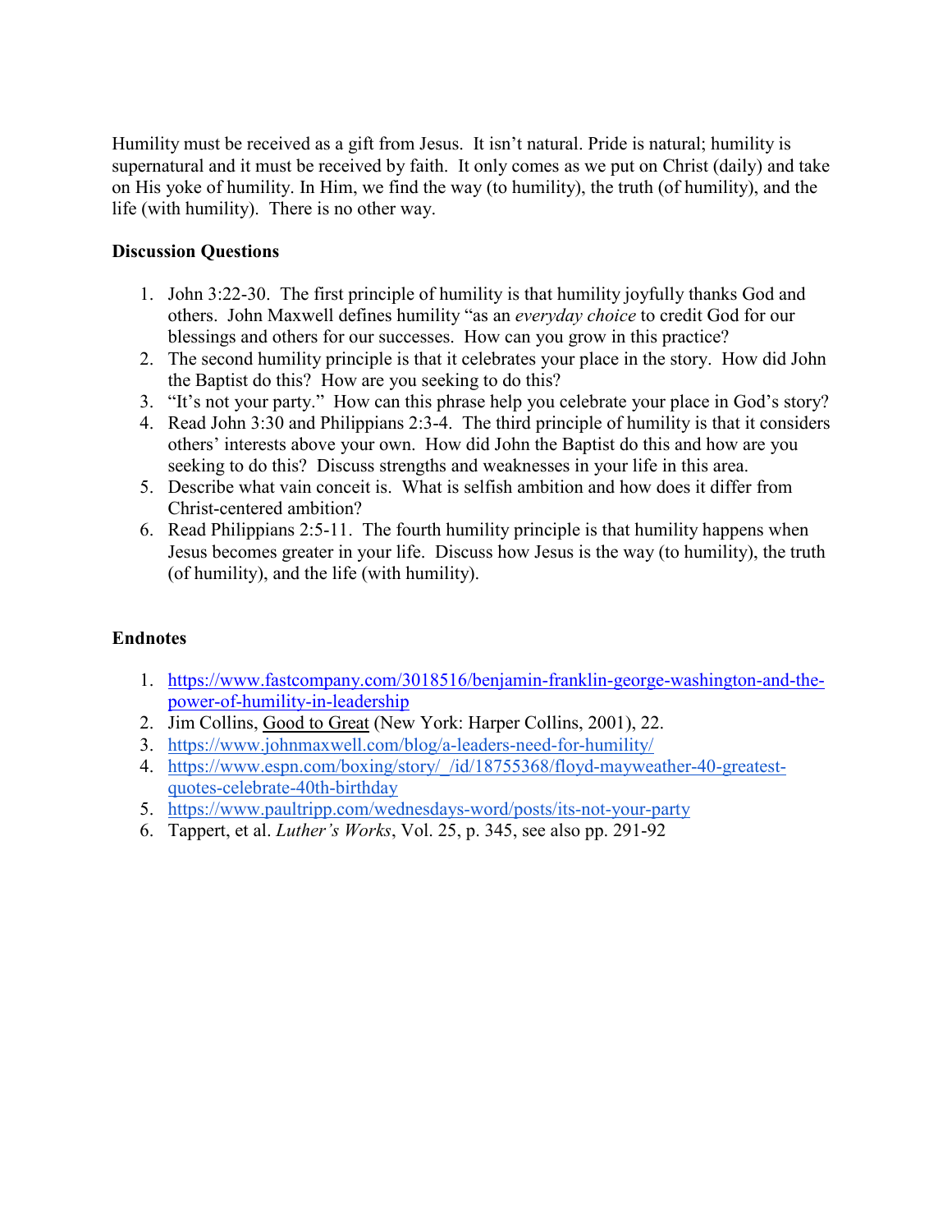Humility must be received as a gift from Jesus. It isn't natural. Pride is natural; humility is supernatural and it must be received by faith. It only comes as we put on Christ (daily) and take on His yoke of humility. In Him, we find the way (to humility), the truth (of humility), and the life (with humility). There is no other way.

**Discussion Questions**

1. John 3:22-30. The first principle of humility is that humility joyfully thanks God and others. John Maxwell defines humility "as an *everyday choice* to credit God for our blessings and others for our successes. How can you grow in this practice?
2. The second humility principle is that it celebrates your place in the story. How did John the Baptist do this? How are you seeking to do this?
3. "It's not your party." How can this phrase help you celebrate your place in God's story?
4. Read John 3:30 and Philippians 2:3-4. The third principle of humility is that it considers others' interests above your own. How did John the Baptist do this and how are you seeking to do this? Discuss strengths and weaknesses in your life in this area.
5. Describe what vain conceit is. What is selfish ambition and how does it differ from Christ-centered ambition?
6. Read Philippians 2:5-11. The fourth humility principle is that humility happens when Jesus becomes greater in your life. Discuss how Jesus is the way (to humility), the truth (of humility), and the life (with humility).

**Endnotes**

1. https://www.fastcompany.com/3018516/benjamin-franklin-george-washington-and-the-power-of-humility-in-leadership
2. Jim Collins, Good to Great (New York: Harper Collins, 2001), 22.
3. https://www.johnmaxwell.com/blog/a-leaders-need-for-humility/
4. https://www.espn.com/boxing/story/_/id/18755368/floyd-mayweather-40-greatest-quotes-celebrate-40th-birthday
5. https://www.paultripp.com/wednesdays-word/posts/its-not-your-party
6. Tappert, et al. *Luther's Works*, Vol. 25, p. 345, see also pp. 291-92